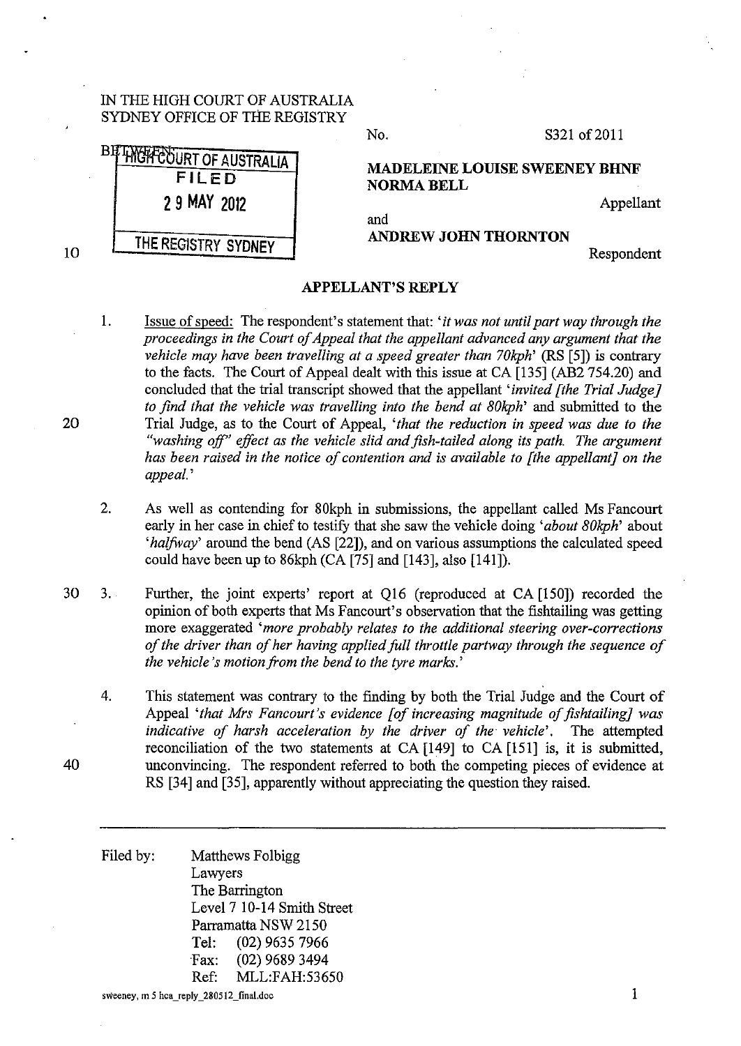IN THE HIGH COURT OF AUSTRALIA
SYDNEY OFFICE OF THE REGISTRY

No. S321 of 2011

HIGH COURT OF AUSTRALIA
FILED
29 MAY 2012
THE REGISTRY SYDNEY

BETWEEN:

**MADELEINE LOUISE SWEENEY BHNF NORMA BELL**

Appellant

and

**ANDREW JOHN THORNTON**

Respondent

## APPELLANT'S REPLY

1. Issue of speed: The respondent's statement that: '*it was not until part way through the proceedings in the Court of Appeal that the appellant advanced any argument that the vehicle may have been travelling at a speed greater than 70kph*' (RS [5]) is contrary to the facts. The Court of Appeal dealt with this issue at CA [135] (AB2 754.20) and concluded that the trial transcript showed that the appellant '*invited [the Trial Judge] to find that the vehicle was travelling into the bend at 80kph*' and submitted to the Trial Judge, as to the Court of Appeal, '*that the reduction in speed was due to the "washing off" effect as the vehicle slid and fish-tailed along its path. The argument has been raised in the notice of contention and is available to [the appellant] on the appeal.*'

2. As well as contending for 80kph in submissions, the appellant called Ms Fancourt early in her case in chief to testify that she saw the vehicle doing '*about 80kph*' about '*halfway*' around the bend (AS [22]), and on various assumptions the calculated speed could have been up to 86kph (CA [75] and [143], also [141]).

3. Further, the joint experts' report at Q16 (reproduced at CA [150]) recorded the opinion of both experts that Ms Fancourt's observation that the fishtailing was getting more exaggerated '*more probably relates to the additional steering over-corrections of the driver than of her having applied full throttle partway through the sequence of the vehicle's motion from the bend to the tyre marks.*'

4. This statement was contrary to the finding by both the Trial Judge and the Court of Appeal '*that Mrs Fancourt's evidence [of increasing magnitude of fishtailing] was indicative of harsh acceleration by the driver of the vehicle*'. The attempted reconciliation of the two statements at CA [149] to CA [151] is, it is submitted, unconvincing. The respondent referred to both the competing pieces of evidence at RS [34] and [35], apparently without appreciating the question they raised.

---

Filed by: Matthews Folbigg
Lawyers
The Barrington
Level 7 10-14 Smith Street
Parramatta NSW 2150
Tel: (02) 9635 7966
Fax: (02) 9689 3494
Ref: MLL:FAH:53650

sweeney, m 5 hca_reply_280512_final.doc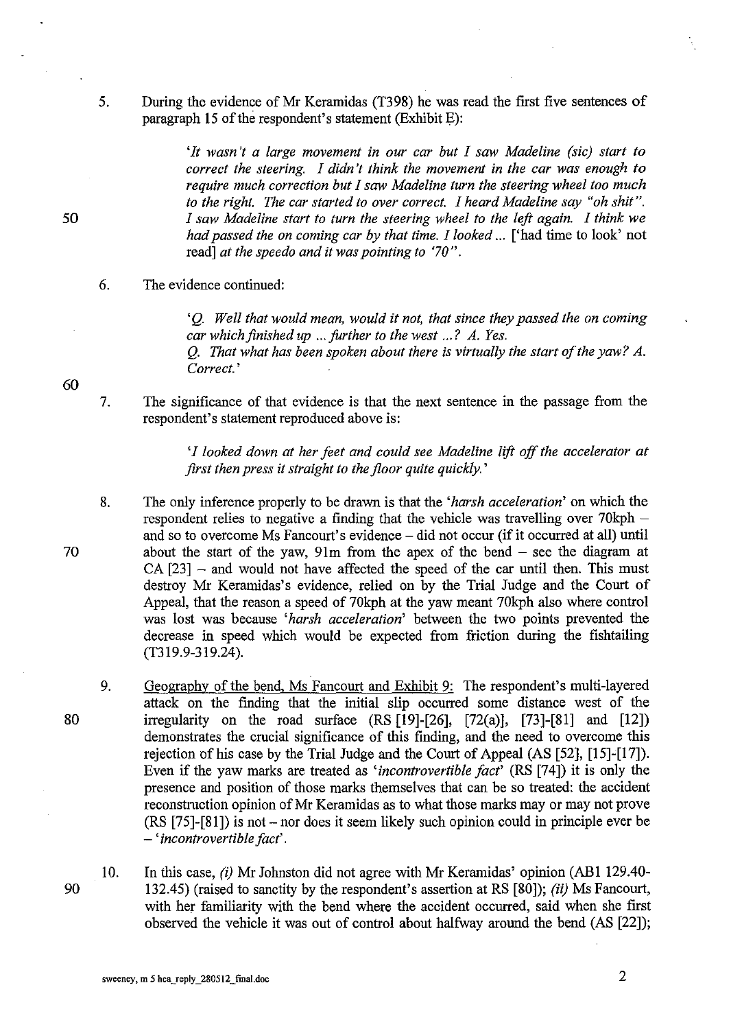5. During the evidence of Mr Keramidas (T398) he was read the first five sentences of paragraph 15 of the respondent's statement (Exhibit E):

   *'It wasn't a large movement in our car but I saw Madeline (sic) start to correct the steering. I didn't think the movement in the car was enough to require much correction but I saw Madeline turn the steering wheel too much to the right. The car started to over correct. I heard Madeline say "oh shit". I saw Madeline start to turn the steering wheel to the left again. I think we had passed the on coming car by that time. I looked ...* ['had time to look' not read] *at the speedo and it was pointing to '70".*

6. The evidence continued:

   *'Q. Well that would mean, would it not, that since they passed the on coming car which finished up ... further to the west ...? A. Yes.*
   *Q. That what has been spoken about there is virtually the start of the yaw? A. Correct.'*

7. The significance of that evidence is that the next sentence in the passage from the respondent's statement reproduced above is:

   *'I looked down at her feet and could see Madeline lift off the accelerator at first then press it straight to the floor quite quickly.'*

8. The only inference properly to be drawn is that the '*harsh acceleration*' on which the respondent relies to negative a finding that the vehicle was travelling over 70kph – and so to overcome Ms Fancourt's evidence – did not occur (if it occurred at all) until about the start of the yaw, 91m from the apex of the bend – see the diagram at CA [23] – and would not have affected the speed of the car until then. This must destroy Mr Keramidas's evidence, relied on by the Trial Judge and the Court of Appeal, that the reason a speed of 70kph at the yaw meant 70kph also where control was lost was because '*harsh acceleration*' between the two points prevented the decrease in speed which would be expected from friction during the fishtailing (T319.9-319.24).

9. Geography of the bend, Ms Fancourt and Exhibit 9: The respondent's multi-layered attack on the finding that the initial slip occurred some distance west of the irregularity on the road surface (RS [19]-[26], [72(a)], [73]-[81] and [12]) demonstrates the crucial significance of this finding, and the need to overcome this rejection of his case by the Trial Judge and the Court of Appeal (AS [52], [15]-[17]). Even if the yaw marks are treated as '*incontrovertible fact*' (RS [74]) it is only the presence and position of those marks themselves that can be so treated: the accident reconstruction opinion of Mr Keramidas as to what those marks may or may not prove (RS [75]-[81]) is not – nor does it seem likely such opinion could in principle ever be – '*incontrovertible fact*'.

10. In this case, *(i)* Mr Johnston did not agree with Mr Keramidas' opinion (AB1 129.40-132.45) (raised to sanctity by the respondent's assertion at RS [80]); *(ii)* Ms Fancourt, with her familiarity with the bend where the accident occurred, said when she first observed the vehicle it was out of control about halfway around the bend (AS [22]);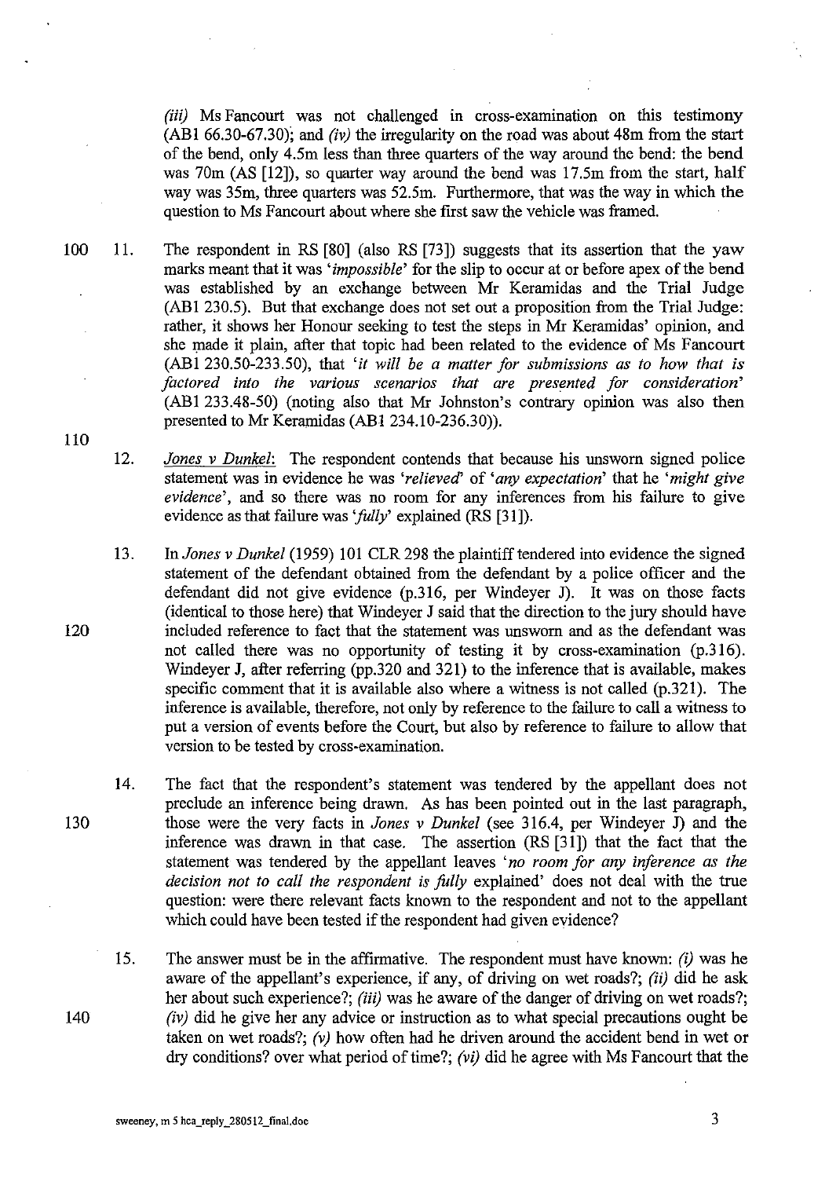*(iii)* Ms Fancourt was not challenged in cross-examination on this testimony (AB1 66.30-67.30); and *(iv)* the irregularity on the road was about 48m from the start of the bend, only 4.5m less than three quarters of the way around the bend: the bend was 70m (AS [12]), so quarter way around the bend was 17.5m from the start, half way was 35m, three quarters was 52.5m. Furthermore, that was the way in which the question to Ms Fancourt about where she first saw the vehicle was framed.

11. The respondent in RS [80] (also RS [73]) suggests that its assertion that the yaw marks meant that it was '*impossible*' for the slip to occur at or before apex of the bend was established by an exchange between Mr Keramidas and the Trial Judge (AB1 230.5). But that exchange does not set out a proposition from the Trial Judge: rather, it shows her Honour seeking to test the steps in Mr Keramidas' opinion, and she made it plain, after that topic had been related to the evidence of Ms Fancourt (AB1 230.50-233.50), that '*it will be a matter for submissions as to how that is factored into the various scenarios that are presented for consideration*' (AB1 233.48-50) (noting also that Mr Johnston's contrary opinion was also then presented to Mr Keramidas (AB1 234.10-236.30)).

12. *Jones v Dunkel*: The respondent contends that because his unsworn signed police statement was in evidence he was '*relieved*' of '*any expectation*' that he '*might give evidence*', and so there was no room for any inferences from his failure to give evidence as that failure was '*fully*' explained (RS [31]).

13. In *Jones v Dunkel* (1959) 101 CLR 298 the plaintiff tendered into evidence the signed statement of the defendant obtained from the defendant by a police officer and the defendant did not give evidence (p.316, per Windeyer J). It was on those facts (identical to those here) that Windeyer J said that the direction to the jury should have included reference to fact that the statement was unsworn and as the defendant was not called there was no opportunity of testing it by cross-examination (p.316). Windeyer J, after referring (pp.320 and 321) to the inference that is available, makes specific comment that it is available also where a witness is not called (p.321). The inference is available, therefore, not only by reference to the failure to call a witness to put a version of events before the Court, but also by reference to failure to allow that version to be tested by cross-examination.

14. The fact that the respondent's statement was tendered by the appellant does not preclude an inference being drawn. As has been pointed out in the last paragraph, those were the very facts in *Jones v Dunkel* (see 316.4, per Windeyer J) and the inference was drawn in that case. The assertion (RS [31]) that the fact that the statement was tendered by the appellant leaves '*no room for any inference as the decision not to call the respondent is fully* explained' does not deal with the true question: were there relevant facts known to the respondent and not to the appellant which could have been tested if the respondent had given evidence?

15. The answer must be in the affirmative. The respondent must have known: *(i)* was he aware of the appellant's experience, if any, of driving on wet roads?; *(ii)* did he ask her about such experience?; *(iii)* was he aware of the danger of driving on wet roads?; *(iv)* did he give her any advice or instruction as to what special precautions ought be taken on wet roads?; *(v)* how often had he driven around the accident bend in wet or dry conditions? over what period of time?; *(vi)* did he agree with Ms Fancourt that the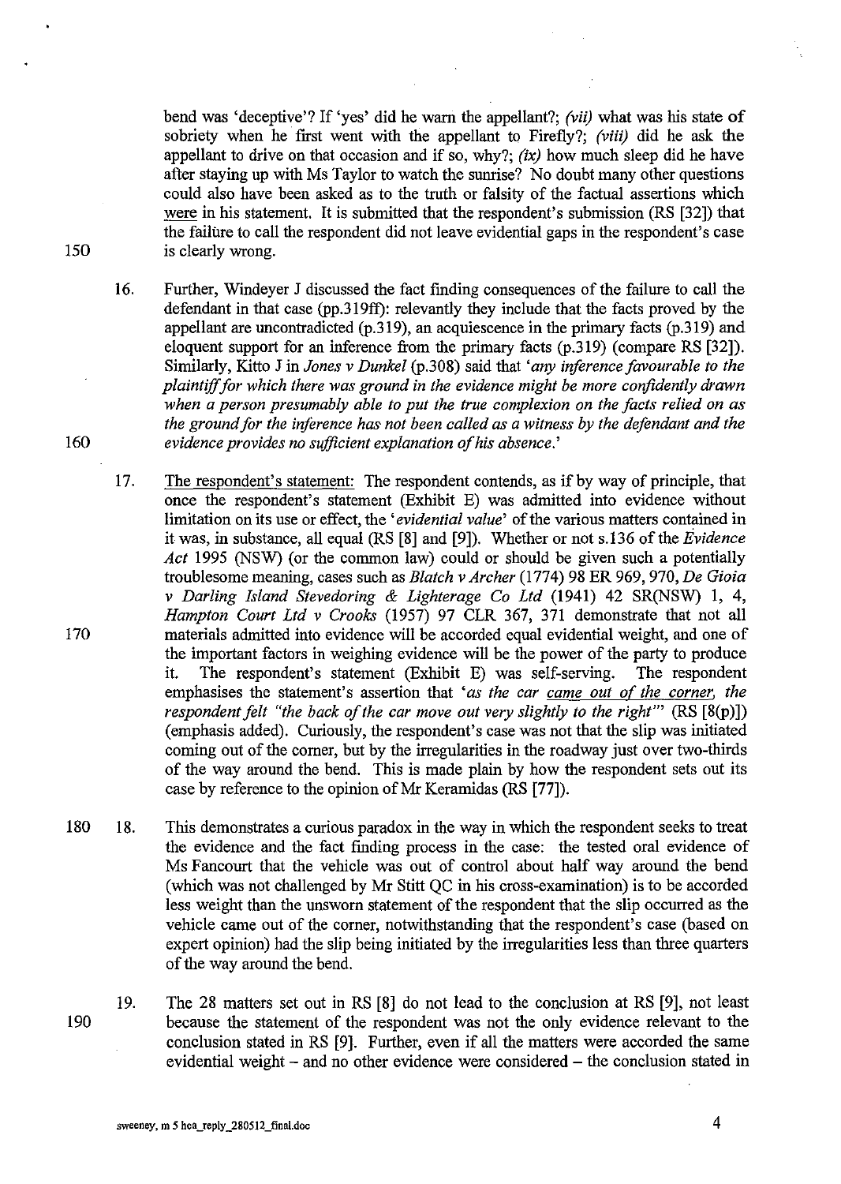bend was 'deceptive'? If 'yes' did he warn the appellant?; *(vii)* what was his state of sobriety when he first went with the appellant to Firefly?; *(viii)* did he ask the appellant to drive on that occasion and if so, why?; *(ix)* how much sleep did he have after staying up with Ms Taylor to watch the sunrise? No doubt many other questions could also have been asked as to the truth or falsity of the factual assertions which were in his statement. It is submitted that the respondent's submission (RS [32]) that the failure to call the respondent did not leave evidential gaps in the respondent's case is clearly wrong.

16. Further, Windeyer J discussed the fact finding consequences of the failure to call the defendant in that case (pp.319ff): relevantly they include that the facts proved by the appellant are uncontradicted (p.319), an acquiescence in the primary facts (p.319) and eloquent support for an inference from the primary facts (p.319) (compare RS [32]). Similarly, Kitto J in *Jones v Dunkel* (p.308) said that *'any inference favourable to the plaintiff for which there was ground in the evidence might be more confidently drawn when a person presumably able to put the true complexion on the facts relied on as the ground for the inference has not been called as a witness by the defendant and the evidence provides no sufficient explanation of his absence.'*

17. The respondent's statement: The respondent contends, as if by way of principle, that once the respondent's statement (Exhibit E) was admitted into evidence without limitation on its use or effect, the '*evidential value*' of the various matters contained in it was, in substance, all equal (RS [8] and [9]). Whether or not s.136 of the *Evidence Act* 1995 (NSW) (or the common law) could or should be given such a potentially troublesome meaning, cases such as *Blatch v Archer* (1774) 98 ER 969, 970, *De Gioia v Darling Island Stevedoring & Lighterage Co Ltd* (1941) 42 SR(NSW) 1, 4, *Hampton Court Ltd v Crooks* (1957) 97 CLR 367, 371 demonstrate that not all materials admitted into evidence will be accorded equal evidential weight, and one of the important factors in weighing evidence will be the power of the party to produce it. The respondent's statement (Exhibit E) was self-serving. The respondent emphasises the statement's assertion that *'as the car came out of the corner, the respondent felt "the back of the car move out very slightly to the right"'* (RS [8(p)]) (emphasis added). Curiously, the respondent's case was not that the slip was initiated coming out of the corner, but by the irregularities in the roadway just over two-thirds of the way around the bend. This is made plain by how the respondent sets out its case by reference to the opinion of Mr Keramidas (RS [77]).

18. This demonstrates a curious paradox in the way in which the respondent seeks to treat the evidence and the fact finding process in the case: the tested oral evidence of Ms Fancourt that the vehicle was out of control about half way around the bend (which was not challenged by Mr Stitt QC in his cross-examination) is to be accorded less weight than the unsworn statement of the respondent that the slip occurred as the vehicle came out of the corner, notwithstanding that the respondent's case (based on expert opinion) had the slip being initiated by the irregularities less than three quarters of the way around the bend.

19. The 28 matters set out in RS [8] do not lead to the conclusion at RS [9], not least because the statement of the respondent was not the only evidence relevant to the conclusion stated in RS [9]. Further, even if all the matters were accorded the same evidential weight – and no other evidence were considered – the conclusion stated in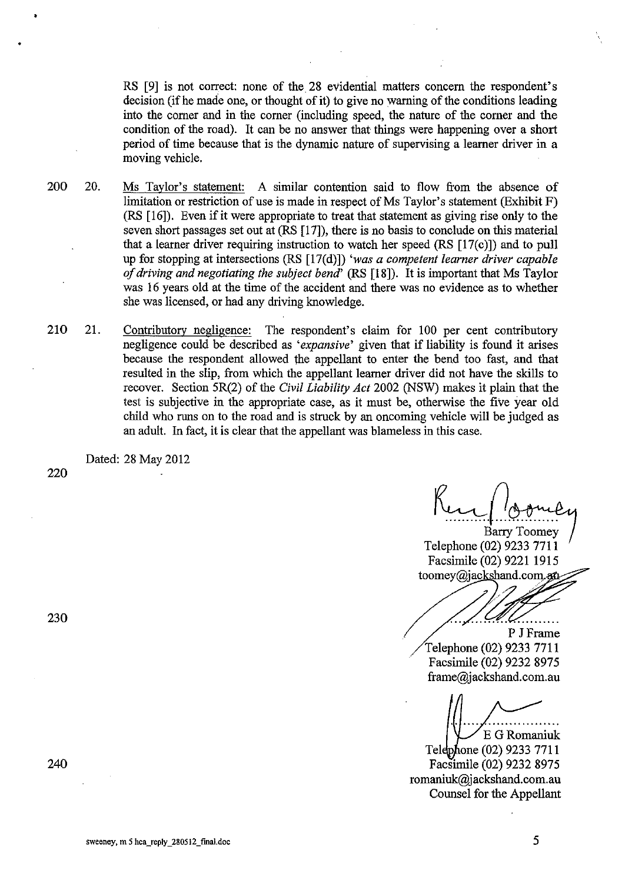RS [9] is not correct: none of the 28 evidential matters concern the respondent's decision (if he made one, or thought of it) to give no warning of the conditions leading into the corner and in the corner (including speed, the nature of the corner and the condition of the road). It can be no answer that things were happening over a short period of time because that is the dynamic nature of supervising a learner driver in a moving vehicle.

20. Ms Taylor's statement: A similar contention said to flow from the absence of limitation or restriction of use is made in respect of Ms Taylor's statement (Exhibit F) (RS [16]). Even if it were appropriate to treat that statement as giving rise only to the seven short passages set out at (RS [17]), there is no basis to conclude on this material that a learner driver requiring instruction to watch her speed (RS [17(c)]) and to pull up for stopping at intersections (RS [17(d)]) '*was a competent learner driver capable of driving and negotiating the subject bend*' (RS [18]). It is important that Ms Taylor was 16 years old at the time of the accident and there was no evidence as to whether she was licensed, or had any driving knowledge.

21. Contributory negligence: The respondent's claim for 100 per cent contributory negligence could be described as '*expansive*' given that if liability is found it arises because the respondent allowed the appellant to enter the bend too fast, and that resulted in the slip, from which the appellant learner driver did not have the skills to recover. Section 5R(2) of the *Civil Liability Act* 2002 (NSW) makes it plain that the test is subjective in the appropriate case, as it must be, otherwise the five year old child who runs on to the road and is struck by an oncoming vehicle will be judged as an adult. In fact, it is clear that the appellant was blameless in this case.

Dated: 28 May 2012

Barry Toomey
Telephone (02) 9233 7711
Facsimile (02) 9221 1915
toomey@jackshand.com.au

P J Frame
Telephone (02) 9233 7711
Facsimile (02) 9232 8975
frame@jackshand.com.au

E G Romaniuk
Telephone (02) 9233 7711
Facsimile (02) 9232 8975
romaniuk@jackshand.com.au
Counsel for the Appellant